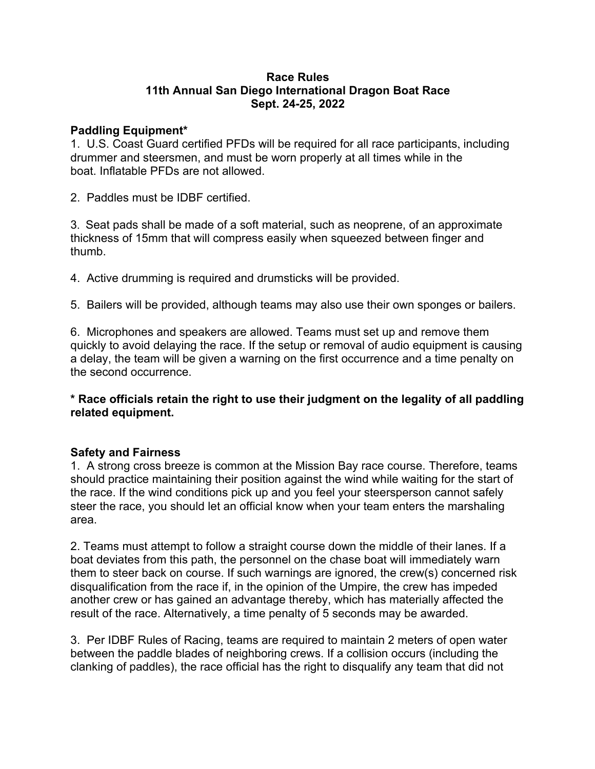# Race Rules
## 11th Annual San Diego International Dragon Boat Race
### Sept. 24-25, 2022

### Paddling Equipment*

1. U.S. Coast Guard certified PFDs will be required for all race participants, including drummer and steersmen, and must be worn properly at all times while in the boat. Inflatable PFDs are not allowed.

2. Paddles must be IDBF certified.

3. Seat pads shall be made of a soft material, such as neoprene, of an approximate thickness of 15mm that will compress easily when squeezed between finger and thumb.

4. Active drumming is required and drumsticks will be provided.

5. Bailers will be provided, although teams may also use their own sponges or bailers.

6. Microphones and speakers are allowed. Teams must set up and remove them quickly to avoid delaying the race. If the setup or removal of audio equipment is causing a delay, the team will be given a warning on the first occurrence and a time penalty on the second occurrence.

**\* Race officials retain the right to use their judgment on the legality of all paddling related equipment.**

### Safety and Fairness

1. A strong cross breeze is common at the Mission Bay race course. Therefore, teams should practice maintaining their position against the wind while waiting for the start of the race. If the wind conditions pick up and you feel your steersperson cannot safely steer the race, you should let an official know when your team enters the marshaling area.

2. Teams must attempt to follow a straight course down the middle of their lanes. If a boat deviates from this path, the personnel on the chase boat will immediately warn them to steer back on course. If such warnings are ignored, the crew(s) concerned risk disqualification from the race if, in the opinion of the Umpire, the crew has impeded another crew or has gained an advantage thereby, which has materially affected the result of the race. Alternatively, a time penalty of 5 seconds may be awarded.

3. Per IDBF Rules of Racing, teams are required to maintain 2 meters of open water between the paddle blades of neighboring crews. If a collision occurs (including the clanking of paddles), the race official has the right to disqualify any team that did not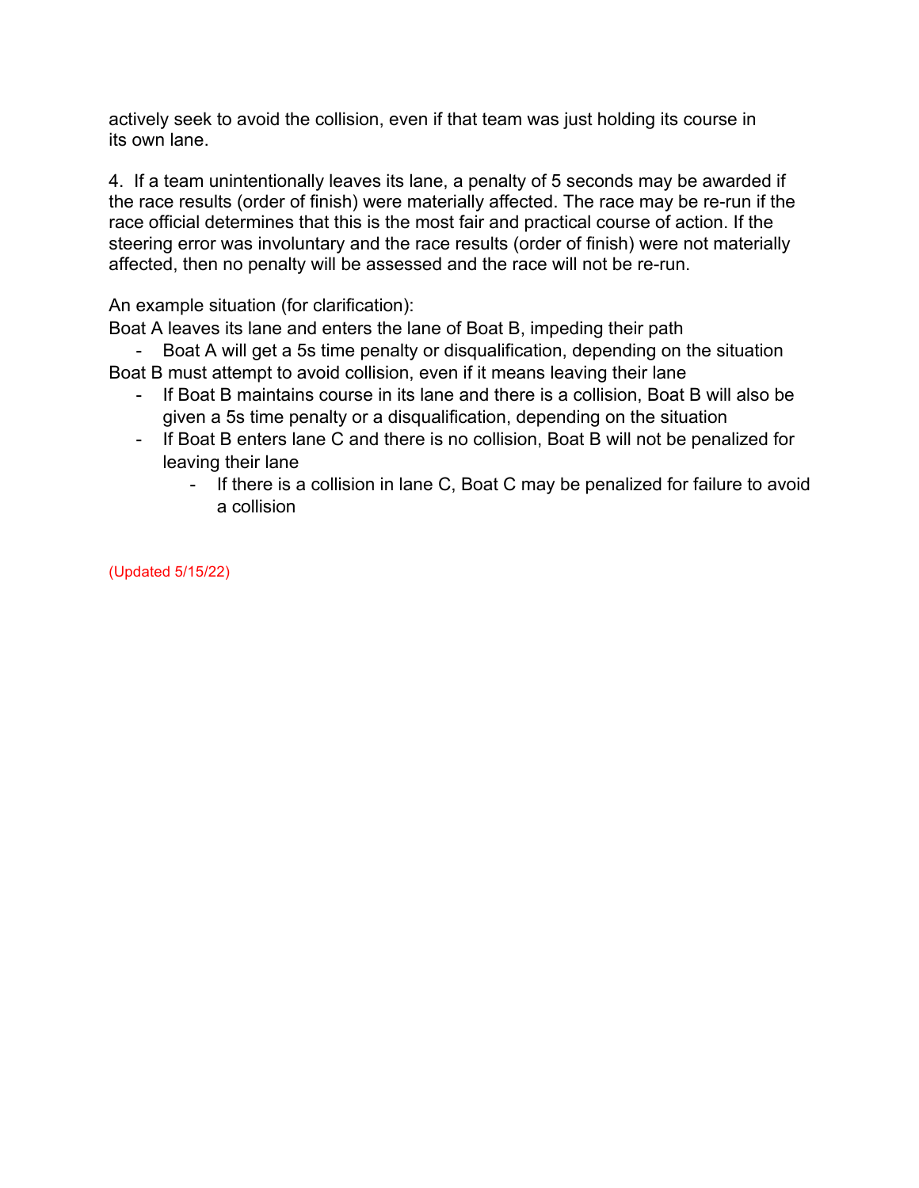actively seek to avoid the collision, even if that team was just holding its course in its own lane.

4. If a team unintentionally leaves its lane, a penalty of 5 seconds may be awarded if the race results (order of finish) were materially affected. The race may be re-run if the race official determines that this is the most fair and practical course of action. If the steering error was involuntary and the race results (order of finish) were not materially affected, then no penalty will be assessed and the race will not be re-run.

An example situation (for clarification):

Boat A leaves its lane and enters the lane of Boat B, impeding their path

- Boat A will get a 5s time penalty or disqualification, depending on the situation

Boat B must attempt to avoid collision, even if it means leaving their lane

- If Boat B maintains course in its lane and there is a collision, Boat B will also be given a 5s time penalty or a disqualification, depending on the situation
- If Boat B enters lane C and there is no collision, Boat B will not be penalized for leaving their lane
    - If there is a collision in lane C, Boat C may be penalized for failure to avoid a collision

(Updated 5/15/22)